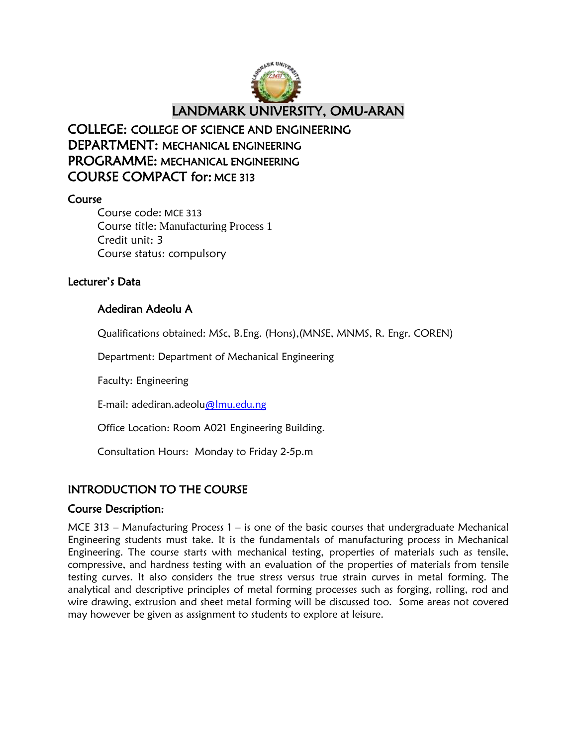# LANDMARK UNIVERSITY, OMU-ARAN

## COLLEGE: COLLEGE OF SCIENCE AND ENGINEERING
## DEPARTMENT: MECHANICAL ENGINEERING
## PROGRAMME: MECHANICAL ENGINEERING
## COURSE COMPACT for: MCE 313

### Course

Course code: MCE 313
Course title: Manufacturing Process 1
Credit unit: 3
Course status: compulsory

### Lecturer's Data

**Adediran Adeolu A**

Qualifications obtained: MSc, B.Eng. (Hons),(MNSE, MNMS, R. Engr. COREN)

Department: Department of Mechanical Engineering

Faculty: Engineering

E-mail: adediran.adeolu@lmu.edu.ng

Office Location: Room A021 Engineering Building.

Consultation Hours: Monday to Friday 2-5p.m

## INTRODUCTION TO THE COURSE

### Course Description:

MCE 313 – Manufacturing Process 1 – is one of the basic courses that undergraduate Mechanical Engineering students must take. It is the fundamentals of manufacturing process in Mechanical Engineering. The course starts with mechanical testing, properties of materials such as tensile, compressive, and hardness testing with an evaluation of the properties of materials from tensile testing curves. It also considers the true stress versus true strain curves in metal forming. The analytical and descriptive principles of metal forming processes such as forging, rolling, rod and wire drawing, extrusion and sheet metal forming will be discussed too. Some areas not covered may however be given as assignment to students to explore at leisure.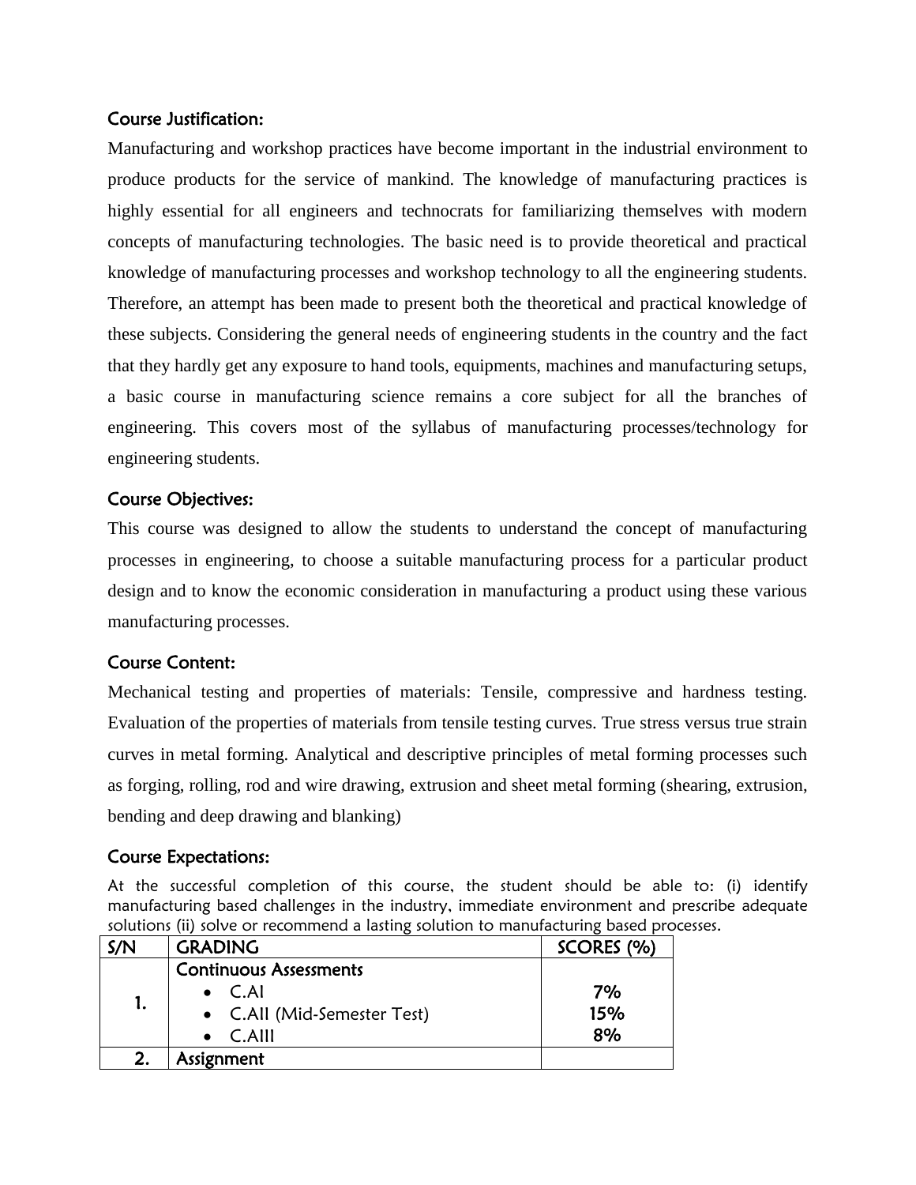## Course Justification:

Manufacturing and workshop practices have become important in the industrial environment to produce products for the service of mankind. The knowledge of manufacturing practices is highly essential for all engineers and technocrats for familiarizing themselves with modern concepts of manufacturing technologies. The basic need is to provide theoretical and practical knowledge of manufacturing processes and workshop technology to all the engineering students. Therefore, an attempt has been made to present both the theoretical and practical knowledge of these subjects. Considering the general needs of engineering students in the country and the fact that they hardly get any exposure to hand tools, equipments, machines and manufacturing setups, a basic course in manufacturing science remains a core subject for all the branches of engineering. This covers most of the syllabus of manufacturing processes/technology for engineering students.

## Course Objectives:

This course was designed to allow the students to understand the concept of manufacturing processes in engineering, to choose a suitable manufacturing process for a particular product design and to know the economic consideration in manufacturing a product using these various manufacturing processes.

## Course Content:

Mechanical testing and properties of materials: Tensile, compressive and hardness testing. Evaluation of the properties of materials from tensile testing curves. True stress versus true strain curves in metal forming. Analytical and descriptive principles of metal forming processes such as forging, rolling, rod and wire drawing, extrusion and sheet metal forming (shearing, extrusion, bending and deep drawing and blanking)

## Course Expectations:

At the successful completion of this course, the student should be able to: (i) identify manufacturing based challenges in the industry, immediate environment and prescribe adequate solutions (ii) solve or recommend a lasting solution to manufacturing based processes.

| S/N | GRADING | SCORES (%) |
|---|---|---|
| 1. | **Continuous Assessments**<br>• C.AI<br>• C.AII (Mid-Semester Test)<br>• C.AIII | <br>7%<br>15%<br>8% |
| 2. | Assignment | |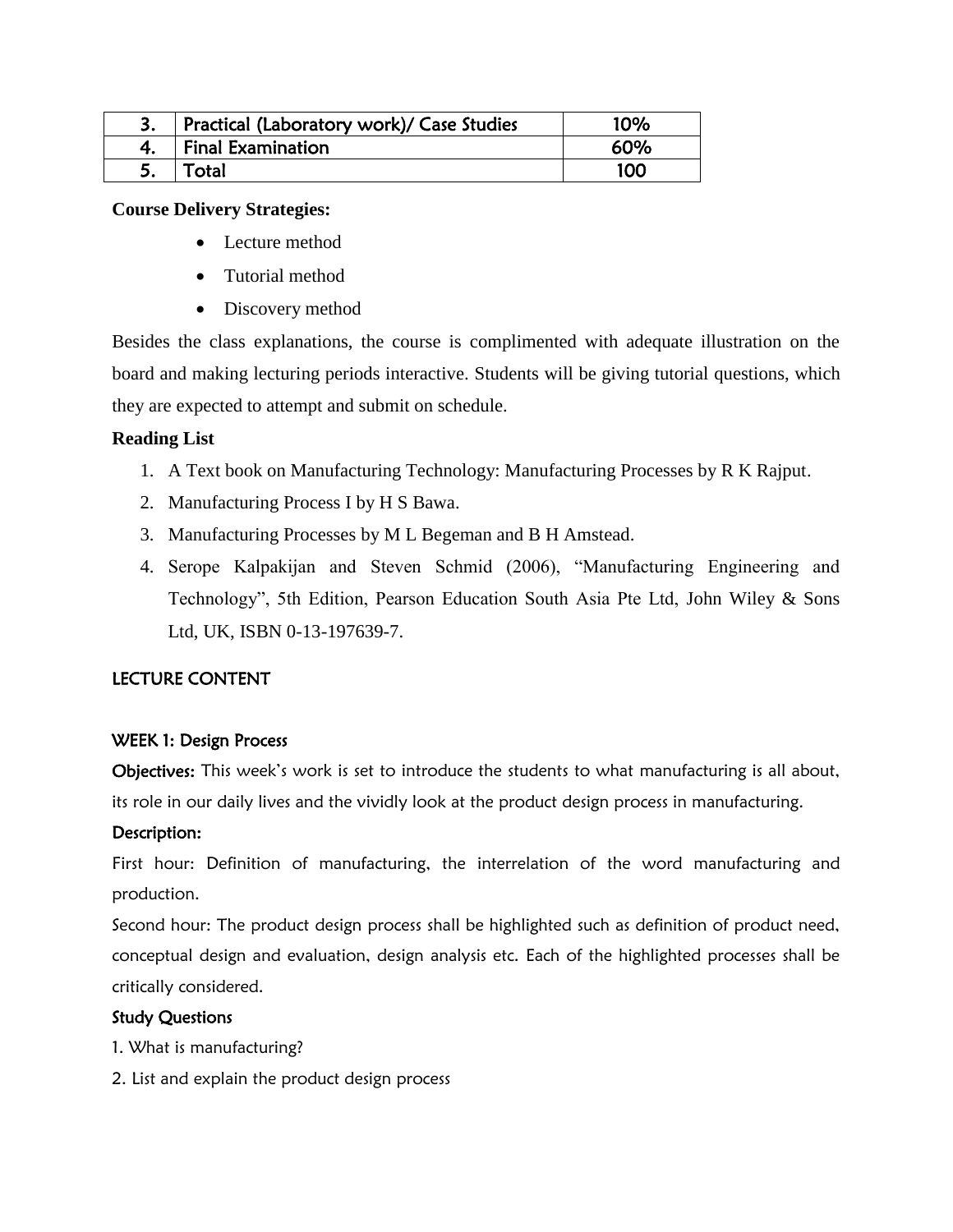| 3. | Practical (Laboratory work)/ Case Studies | 10% |
|---|---|---|
| 4. | Final Examination | 60% |
| 5. | Total | 100 |

**Course Delivery Strategies:**

- Lecture method
- Tutorial method
- Discovery method

Besides the class explanations, the course is complimented with adequate illustration on the board and making lecturing periods interactive. Students will be giving tutorial questions, which they are expected to attempt and submit on schedule.

**Reading List**

1. A Text book on Manufacturing Technology: Manufacturing Processes by R K Rajput.
2. Manufacturing Process I by H S Bawa.
3. Manufacturing Processes by M L Begeman and B H Amstead.
4. Serope Kalpakijan and Steven Schmid (2006), "Manufacturing Engineering and Technology", 5th Edition, Pearson Education South Asia Pte Ltd, John Wiley & Sons Ltd, UK, ISBN 0-13-197639-7.

## LECTURE CONTENT

### WEEK 1: Design Process

**Objectives:** This week's work is set to introduce the students to what manufacturing is all about, its role in our daily lives and the vividly look at the product design process in manufacturing.

**Description:**

First hour: Definition of manufacturing, the interrelation of the word manufacturing and production.

Second hour: The product design process shall be highlighted such as definition of product need, conceptual design and evaluation, design analysis etc. Each of the highlighted processes shall be critically considered.

**Study Questions**

1. What is manufacturing?
2. List and explain the product design process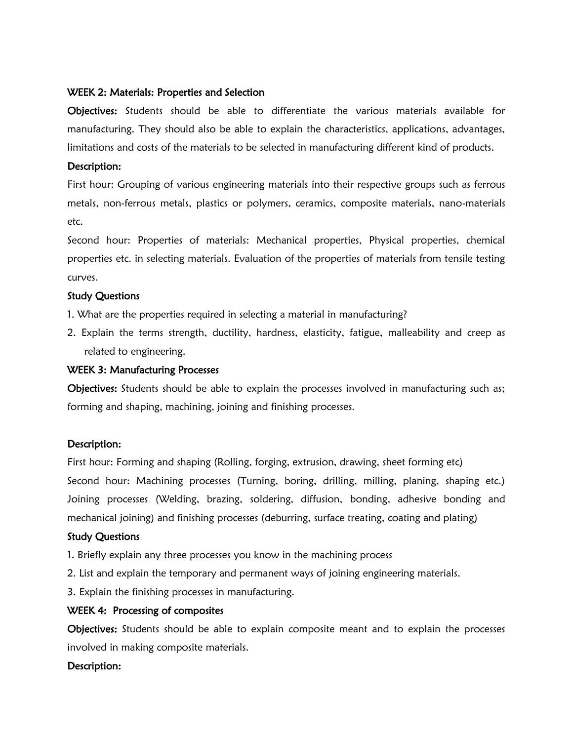**WEEK 2: Materials: Properties and Selection**

**Objectives:** Students should be able to differentiate the various materials available for manufacturing. They should also be able to explain the characteristics, applications, advantages, limitations and costs of the materials to be selected in manufacturing different kind of products.

**Description:**

First hour: Grouping of various engineering materials into their respective groups such as ferrous metals, non-ferrous metals, plastics or polymers, ceramics, composite materials, nano-materials etc.

Second hour: Properties of materials: Mechanical properties, Physical properties, chemical properties etc. in selecting materials. Evaluation of the properties of materials from tensile testing curves.

**Study Questions**

1. What are the properties required in selecting a material in manufacturing?
2. Explain the terms strength, ductility, hardness, elasticity, fatigue, malleability and creep as related to engineering.

**WEEK 3: Manufacturing Processes**

**Objectives:** Students should be able to explain the processes involved in manufacturing such as; forming and shaping, machining, joining and finishing processes.

**Description:**

First hour: Forming and shaping (Rolling, forging, extrusion, drawing, sheet forming etc)

Second hour: Machining processes (Turning, boring, drilling, milling, planing, shaping etc.) Joining processes (Welding, brazing, soldering, diffusion, bonding, adhesive bonding and mechanical joining) and finishing processes (deburring, surface treating, coating and plating)

**Study Questions**

1. Briefly explain any three processes you know in the machining process
2. List and explain the temporary and permanent ways of joining engineering materials.
3. Explain the finishing processes in manufacturing.

**WEEK 4: Processing of composites**

**Objectives:** Students should be able to explain composite meant and to explain the processes involved in making composite materials.

**Description:**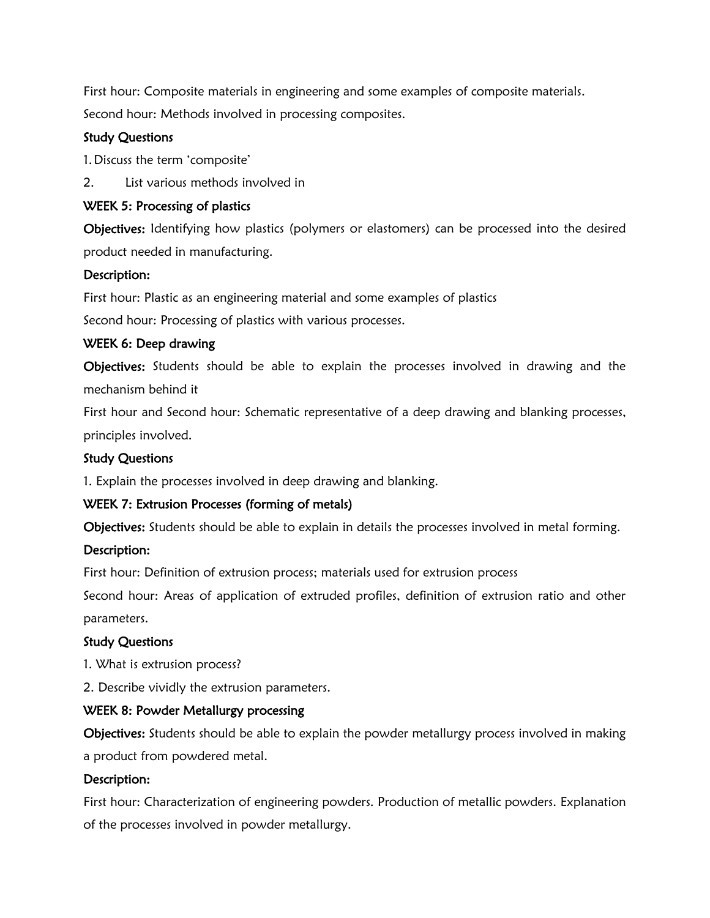First hour: Composite materials in engineering and some examples of composite materials.

Second hour: Methods involved in processing composites.

**Study Questions**

1. Discuss the term 'composite'
2. List various methods involved in

**WEEK 5: Processing of plastics**

**Objectives:** Identifying how plastics (polymers or elastomers) can be processed into the desired product needed in manufacturing.

**Description:**

First hour: Plastic as an engineering material and some examples of plastics

Second hour: Processing of plastics with various processes.

**WEEK 6: Deep drawing**

**Objectives:** Students should be able to explain the processes involved in drawing and the mechanism behind it

First hour and Second hour: Schematic representative of a deep drawing and blanking processes, principles involved.

**Study Questions**

1. Explain the processes involved in deep drawing and blanking.

**WEEK 7: Extrusion Processes (forming of metals)**

**Objectives:** Students should be able to explain in details the processes involved in metal forming.

**Description:**

First hour: Definition of extrusion process; materials used for extrusion process

Second hour: Areas of application of extruded profiles, definition of extrusion ratio and other parameters.

**Study Questions**

1. What is extrusion process?
2. Describe vividly the extrusion parameters.

**WEEK 8: Powder Metallurgy processing**

**Objectives:** Students should be able to explain the powder metallurgy process involved in making a product from powdered metal.

**Description:**

First hour: Characterization of engineering powders. Production of metallic powders. Explanation of the processes involved in powder metallurgy.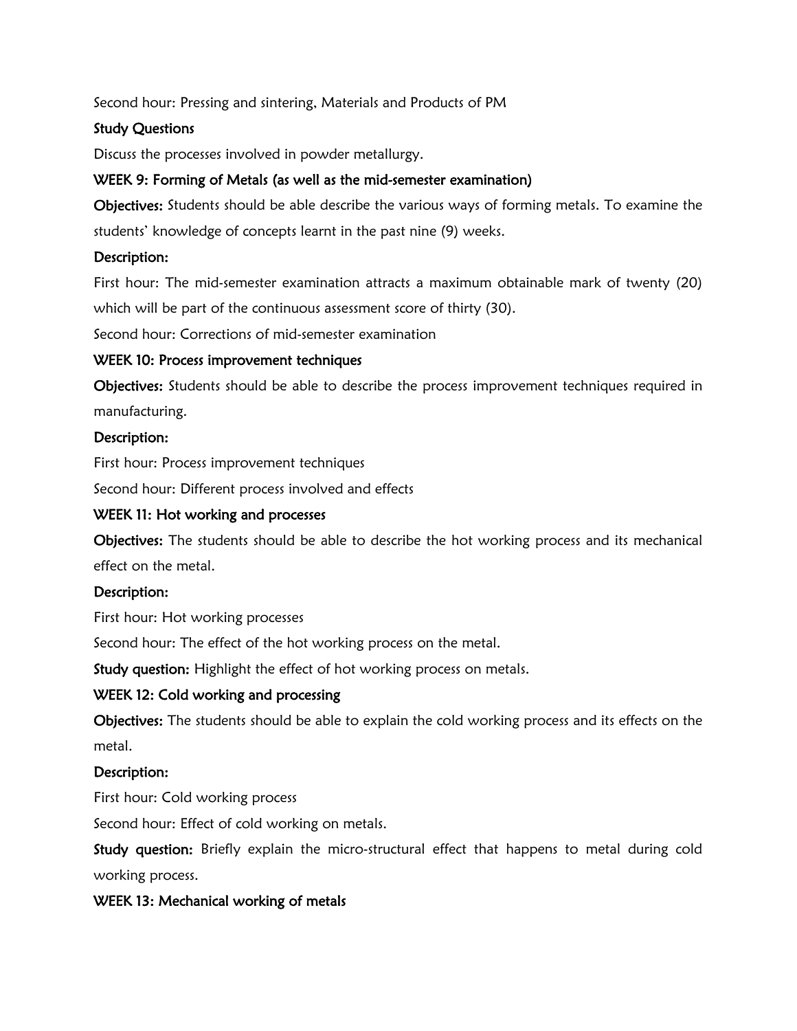Second hour: Pressing and sintering, Materials and Products of PM

**Study Questions**

Discuss the processes involved in powder metallurgy.

**WEEK 9: Forming of Metals (as well as the mid-semester examination)**

**Objectives:** Students should be able describe the various ways of forming metals. To examine the students' knowledge of concepts learnt in the past nine (9) weeks.

**Description:**

First hour: The mid-semester examination attracts a maximum obtainable mark of twenty (20) which will be part of the continuous assessment score of thirty (30).

Second hour: Corrections of mid-semester examination

**WEEK 10: Process improvement techniques**

**Objectives:** Students should be able to describe the process improvement techniques required in manufacturing.

**Description:**

First hour: Process improvement techniques

Second hour: Different process involved and effects

**WEEK 11: Hot working and processes**

**Objectives:** The students should be able to describe the hot working process and its mechanical effect on the metal.

**Description:**

First hour: Hot working processes

Second hour: The effect of the hot working process on the metal.

**Study question:** Highlight the effect of hot working process on metals.

**WEEK 12: Cold working and processing**

**Objectives:** The students should be able to explain the cold working process and its effects on the metal.

**Description:**

First hour: Cold working process

Second hour: Effect of cold working on metals.

**Study question:** Briefly explain the micro-structural effect that happens to metal during cold working process.

**WEEK 13: Mechanical working of metals**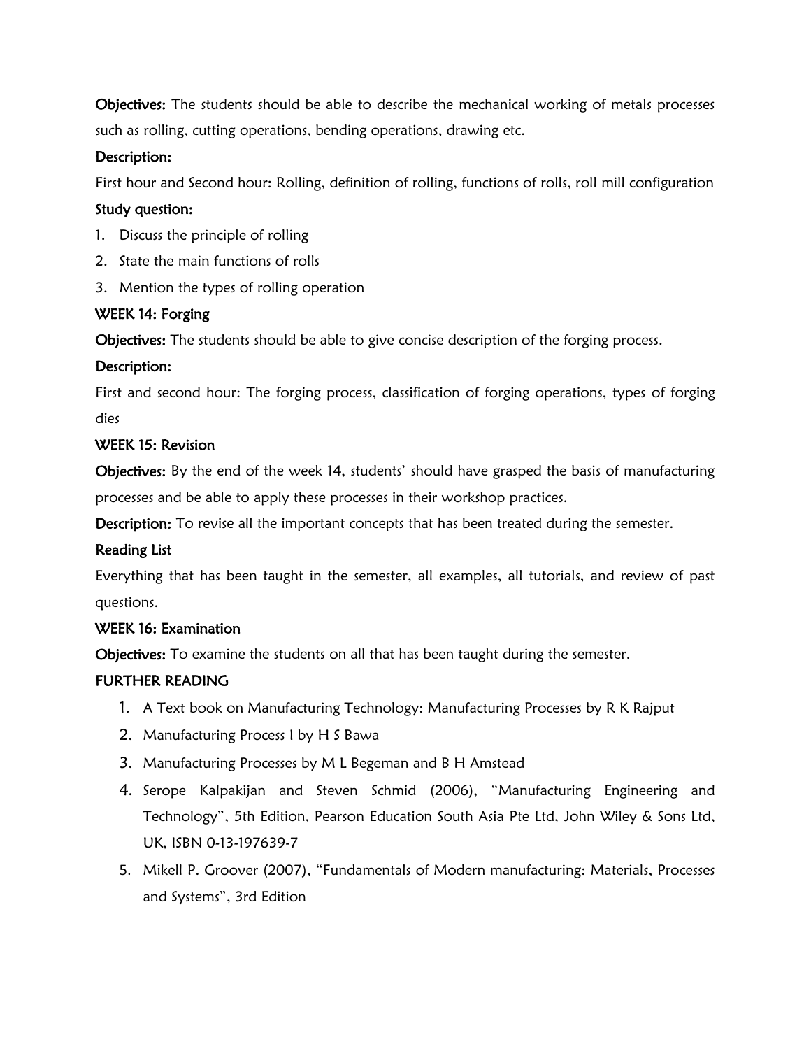**Objectives:** The students should be able to describe the mechanical working of metals processes such as rolling, cutting operations, bending operations, drawing etc.

**Description:**

First hour and Second hour: Rolling, definition of rolling, functions of rolls, roll mill configuration

**Study question:**

1. Discuss the principle of rolling
2. State the main functions of rolls
3. Mention the types of rolling operation

## WEEK 14: Forging

**Objectives:** The students should be able to give concise description of the forging process.

**Description:**

First and second hour: The forging process, classification of forging operations, types of forging dies

## WEEK 15: Revision

**Objectives:** By the end of the week 14, students' should have grasped the basis of manufacturing processes and be able to apply these processes in their workshop practices.

**Description:** To revise all the important concepts that has been treated during the semester.

**Reading List**

Everything that has been taught in the semester, all examples, all tutorials, and review of past questions.

## WEEK 16: Examination

**Objectives:** To examine the students on all that has been taught during the semester.

## FURTHER READING

1. A Text book on Manufacturing Technology: Manufacturing Processes by R K Rajput
2. Manufacturing Process I by H S Bawa
3. Manufacturing Processes by M L Begeman and B H Amstead
4. Serope Kalpakijan and Steven Schmid (2006), "Manufacturing Engineering and Technology", 5th Edition, Pearson Education South Asia Pte Ltd, John Wiley & Sons Ltd, UK, ISBN 0-13-197639-7
5. Mikell P. Groover (2007), "Fundamentals of Modern manufacturing: Materials, Processes and Systems", 3rd Edition